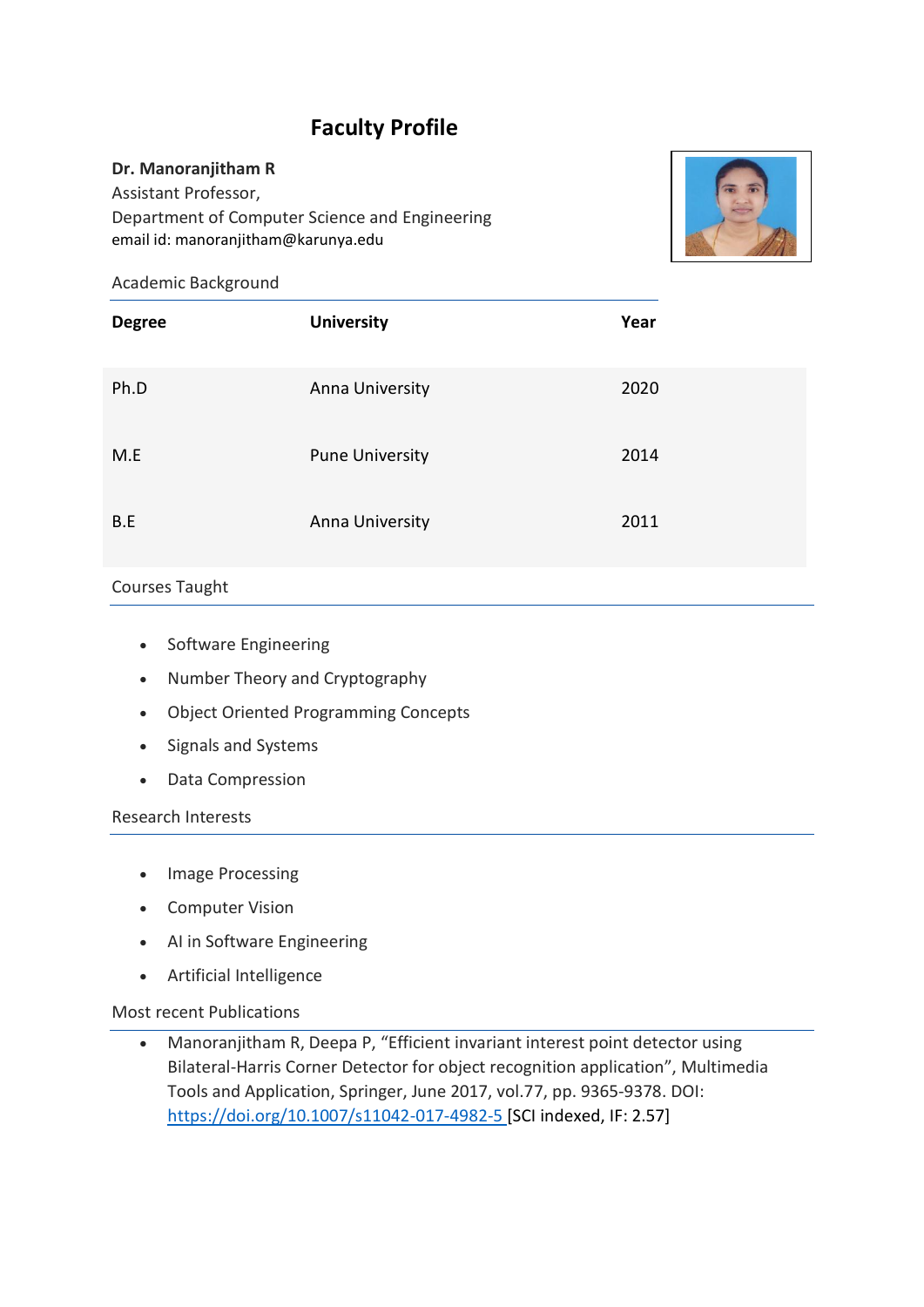# Faculty Profile

**Dr. Manoranjitham R**
Assistant Professor,
Department of Computer Science and Engineering
email id: manoranjitham@karunya.edu

## Academic Background

| Degree | University | Year |
|---|---|---|
| Ph.D | Anna University | 2020 |
| M.E | Pune University | 2014 |
| B.E | Anna University | 2011 |

## Courses Taught

- Software Engineering
- Number Theory and Cryptography
- Object Oriented Programming Concepts
- Signals and Systems
- Data Compression

## Research Interests

- Image Processing
- Computer Vision
- AI in Software Engineering
- Artificial Intelligence

## Most recent Publications

- Manoranjitham R, Deepa P, "Efficient invariant interest point detector using Bilateral-Harris Corner Detector for object recognition application", Multimedia Tools and Application, Springer, June 2017, vol.77, pp. 9365-9378. DOI: https://doi.org/10.1007/s11042-017-4982-5 [SCI indexed, IF: 2.57]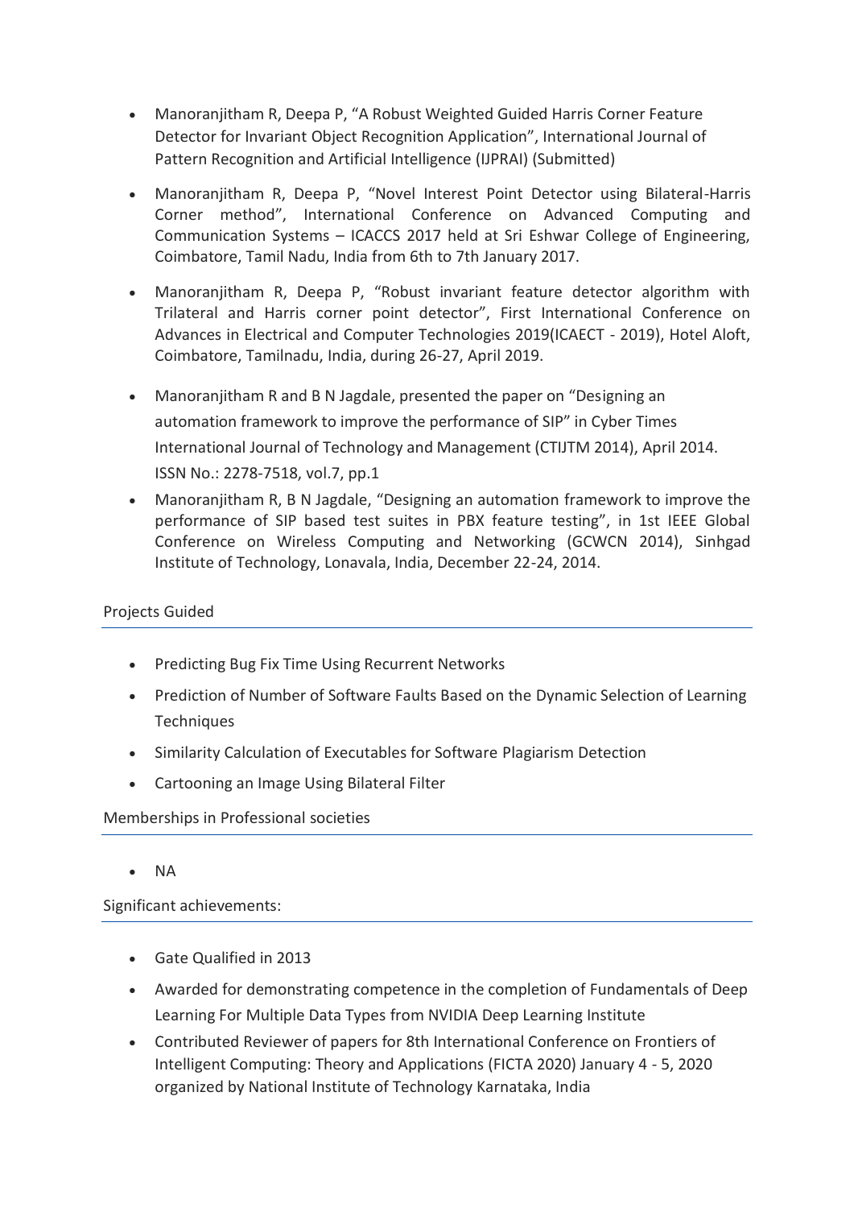- Manoranjitham R, Deepa P, "A Robust Weighted Guided Harris Corner Feature Detector for Invariant Object Recognition Application", International Journal of Pattern Recognition and Artificial Intelligence (IJPRAI) (Submitted)
- Manoranjitham R, Deepa P, "Novel Interest Point Detector using Bilateral-Harris Corner method", International Conference on Advanced Computing and Communication Systems – ICACCS 2017 held at Sri Eshwar College of Engineering, Coimbatore, Tamil Nadu, India from 6th to 7th January 2017.
- Manoranjitham R, Deepa P, "Robust invariant feature detector algorithm with Trilateral and Harris corner point detector", First International Conference on Advances in Electrical and Computer Technologies 2019(ICAECT - 2019), Hotel Aloft, Coimbatore, Tamilnadu, India, during 26-27, April 2019.
- Manoranjitham R and B N Jagdale, presented the paper on "Designing an automation framework to improve the performance of SIP" in Cyber Times International Journal of Technology and Management (CTIJTM 2014), April 2014. ISSN No.: 2278-7518, vol.7, pp.1
- Manoranjitham R, B N Jagdale, "Designing an automation framework to improve the performance of SIP based test suites in PBX feature testing", in 1st IEEE Global Conference on Wireless Computing and Networking (GCWCN 2014), Sinhgad Institute of Technology, Lonavala, India, December 22-24, 2014.

## Projects Guided

- Predicting Bug Fix Time Using Recurrent Networks
- Prediction of Number of Software Faults Based on the Dynamic Selection of Learning Techniques
- Similarity Calculation of Executables for Software Plagiarism Detection
- Cartooning an Image Using Bilateral Filter

## Memberships in Professional societies

- NA

## Significant achievements:

- Gate Qualified in 2013
- Awarded for demonstrating competence in the completion of Fundamentals of Deep Learning For Multiple Data Types from NVIDIA Deep Learning Institute
- Contributed Reviewer of papers for 8th International Conference on Frontiers of Intelligent Computing: Theory and Applications (FICTA 2020) January 4 - 5, 2020 organized by National Institute of Technology Karnataka, India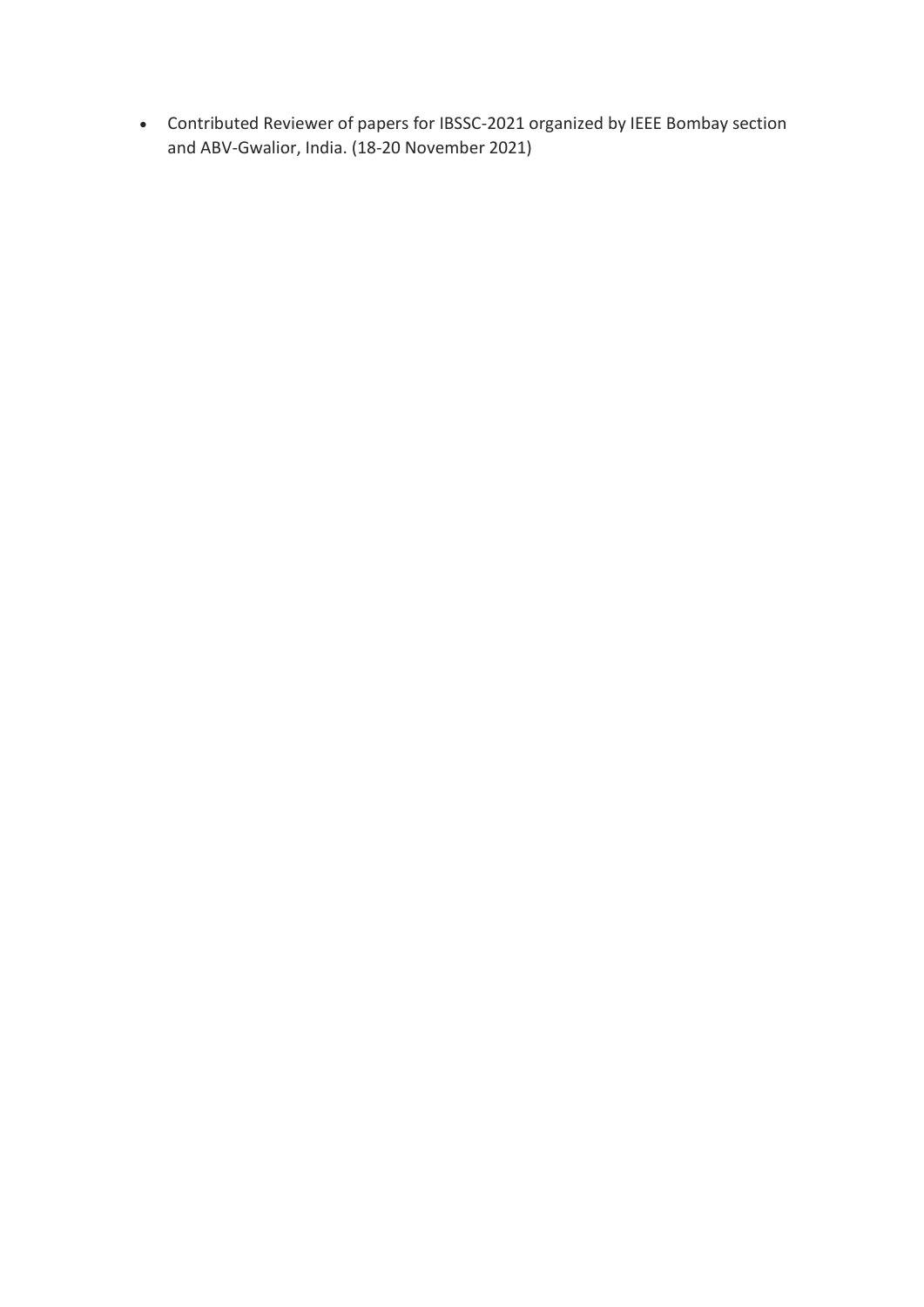- Contributed Reviewer of papers for IBSSC-2021 organized by IEEE Bombay section and ABV-Gwalior, India. (18-20 November 2021)